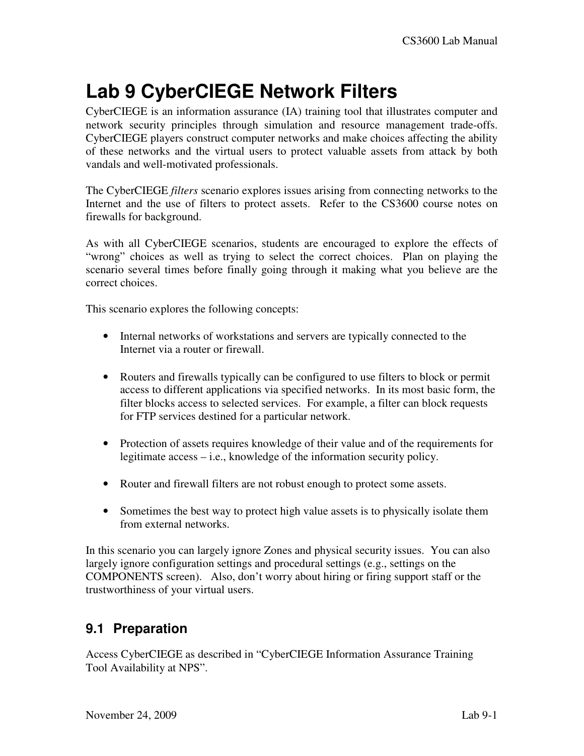# Lab 9 CyberCIEGE Network Filters

CyberCIEGE is an information assurance (IA) training tool that illustrates computer and network security principles through simulation and resource management trade-offs. CyberCIEGE players construct computer networks and make choices affecting the ability of these networks and the virtual users to protect valuable assets from attack by both vandals and well-motivated professionals.

The CyberCIEGE *filters* scenario explores issues arising from connecting networks to the Internet and the use of filters to protect assets. Refer to the CS3600 course notes on firewalls for background.

As with all CyberCIEGE scenarios, students are encouraged to explore the effects of "wrong" choices as well as trying to select the correct choices. Plan on playing the scenario several times before finally going through it making what you believe are the correct choices.

This scenario explores the following concepts:

- Internal networks of workstations and servers are typically connected to the Internet via a router or firewall.
- Routers and firewalls typically can be configured to use filters to block or permit access to different applications via specified networks. In its most basic form, the filter blocks access to selected services. For example, a filter can block requests for FTP services destined for a particular network.
- Protection of assets requires knowledge of their value and of the requirements for legitimate access – i.e., knowledge of the information security policy.
- Router and firewall filters are not robust enough to protect some assets.
- Sometimes the best way to protect high value assets is to physically isolate them from external networks.

In this scenario you can largely ignore Zones and physical security issues. You can also largely ignore configuration settings and procedural settings (e.g., settings on the COMPONENTS screen). Also, don't worry about hiring or firing support staff or the trustworthiness of your virtual users.

## 9.1 Preparation

Access CyberCIEGE as described in "CyberCIEGE Information Assurance Training Tool Availability at NPS".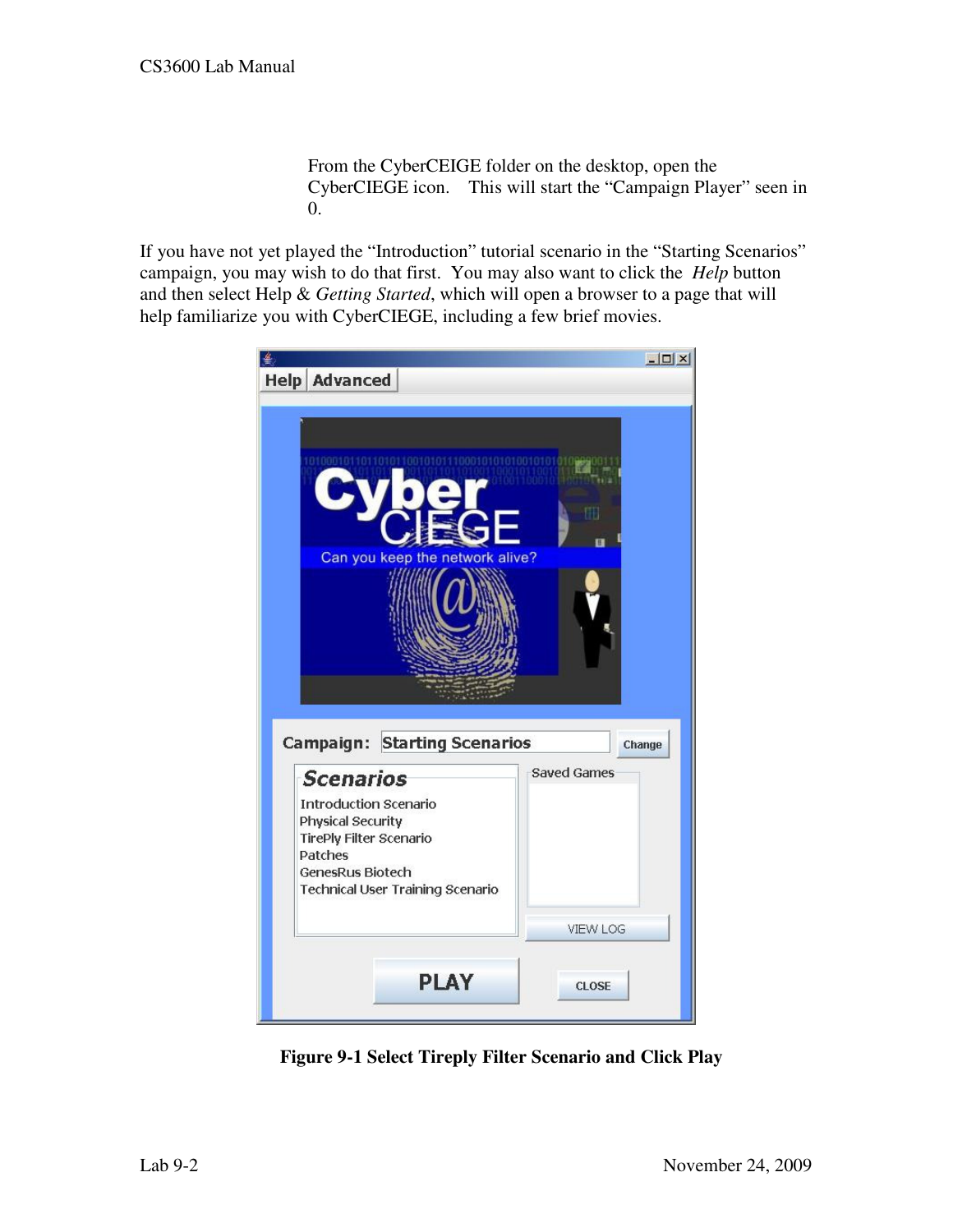From the CyberCEIGE folder on the desktop, open the CyberCIEGE icon. This will start the "Campaign Player" seen in 0.

If you have not yet played the "Introduction" tutorial scenario in the "Starting Scenarios" campaign, you may wish to do that first. You may also want to click the *Help* button and then select Help & *Getting Started*, which will open a browser to a page that will help familiarize you with CyberCIEGE, including a few brief movies.

**Figure 9-1 Select Tireply Filter Scenario and Click Play**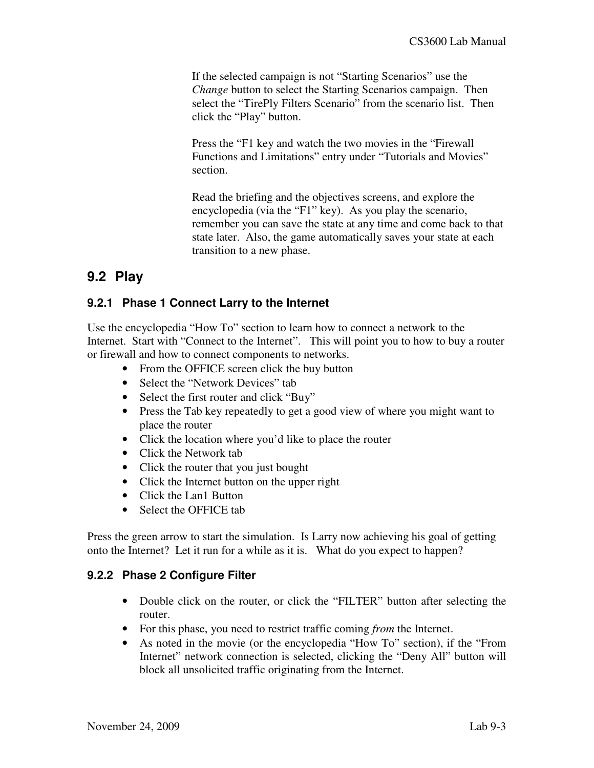If the selected campaign is not "Starting Scenarios" use the *Change* button to select the Starting Scenarios campaign. Then select the "TirePly Filters Scenario" from the scenario list. Then click the "Play" button.

Press the "F1 key and watch the two movies in the "Firewall Functions and Limitations" entry under "Tutorials and Movies" section.

Read the briefing and the objectives screens, and explore the encyclopedia (via the "F1" key). As you play the scenario, remember you can save the state at any time and come back to that state later. Also, the game automatically saves your state at each transition to a new phase.

## 9.2 Play

### 9.2.1 Phase 1 Connect Larry to the Internet

Use the encyclopedia "How To" section to learn how to connect a network to the Internet. Start with "Connect to the Internet". This will point you to how to buy a router or firewall and how to connect components to networks.

- From the OFFICE screen click the buy button
- Select the "Network Devices" tab
- Select the first router and click "Buy"
- Press the Tab key repeatedly to get a good view of where you might want to place the router
- Click the location where you'd like to place the router
- Click the Network tab
- Click the router that you just bought
- Click the Internet button on the upper right
- Click the Lan1 Button
- Select the OFFICE tab

Press the green arrow to start the simulation. Is Larry now achieving his goal of getting onto the Internet? Let it run for a while as it is. What do you expect to happen?

### 9.2.2 Phase 2 Configure Filter

- Double click on the router, or click the "FILTER" button after selecting the router.
- For this phase, you need to restrict traffic coming *from* the Internet.
- As noted in the movie (or the encyclopedia "How To" section), if the "From Internet" network connection is selected, clicking the "Deny All" button will block all unsolicited traffic originating from the Internet.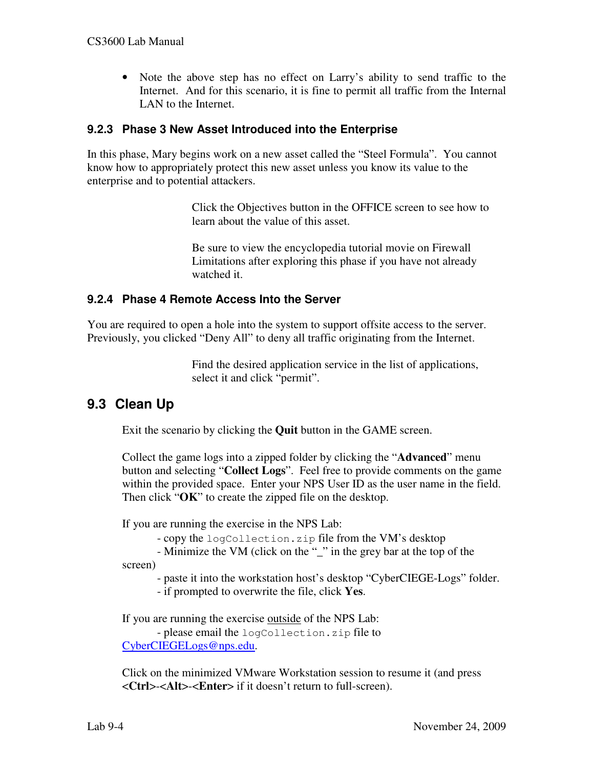- Note the above step has no effect on Larry's ability to send traffic to the Internet. And for this scenario, it is fine to permit all traffic from the Internal LAN to the Internet.

### 9.2.3 Phase 3 New Asset Introduced into the Enterprise

In this phase, Mary begins work on a new asset called the "Steel Formula". You cannot know how to appropriately protect this new asset unless you know its value to the enterprise and to potential attackers.

Click the Objectives button in the OFFICE screen to see how to learn about the value of this asset.

Be sure to view the encyclopedia tutorial movie on Firewall Limitations after exploring this phase if you have not already watched it.

### 9.2.4 Phase 4 Remote Access Into the Server

You are required to open a hole into the system to support offsite access to the server. Previously, you clicked "Deny All" to deny all traffic originating from the Internet.

Find the desired application service in the list of applications, select it and click "permit".

## 9.3 Clean Up

Exit the scenario by clicking the **Quit** button in the GAME screen.

Collect the game logs into a zipped folder by clicking the "**Advanced**" menu button and selecting "**Collect Logs**". Feel free to provide comments on the game within the provided space. Enter your NPS User ID as the user name in the field. Then click "**OK**" to create the zipped file on the desktop.

If you are running the exercise in the NPS Lab:

- copy the `logCollection.zip` file from the VM's desktop
- Minimize the VM (click on the "_" in the grey bar at the top of the screen)
- paste it into the workstation host's desktop "CyberCIEGE-Logs" folder.
- if prompted to overwrite the file, click **Yes**.

If you are running the exercise <u>outside</u> of the NPS Lab:

- please email the `logCollection.zip` file to [CyberCIEGELogs@nps.edu](mailto:CyberCIEGELogs@nps.edu).

Click on the minimized VMware Workstation session to resume it (and press **<Ctrl>-<Alt>-<Enter>** if it doesn't return to full-screen).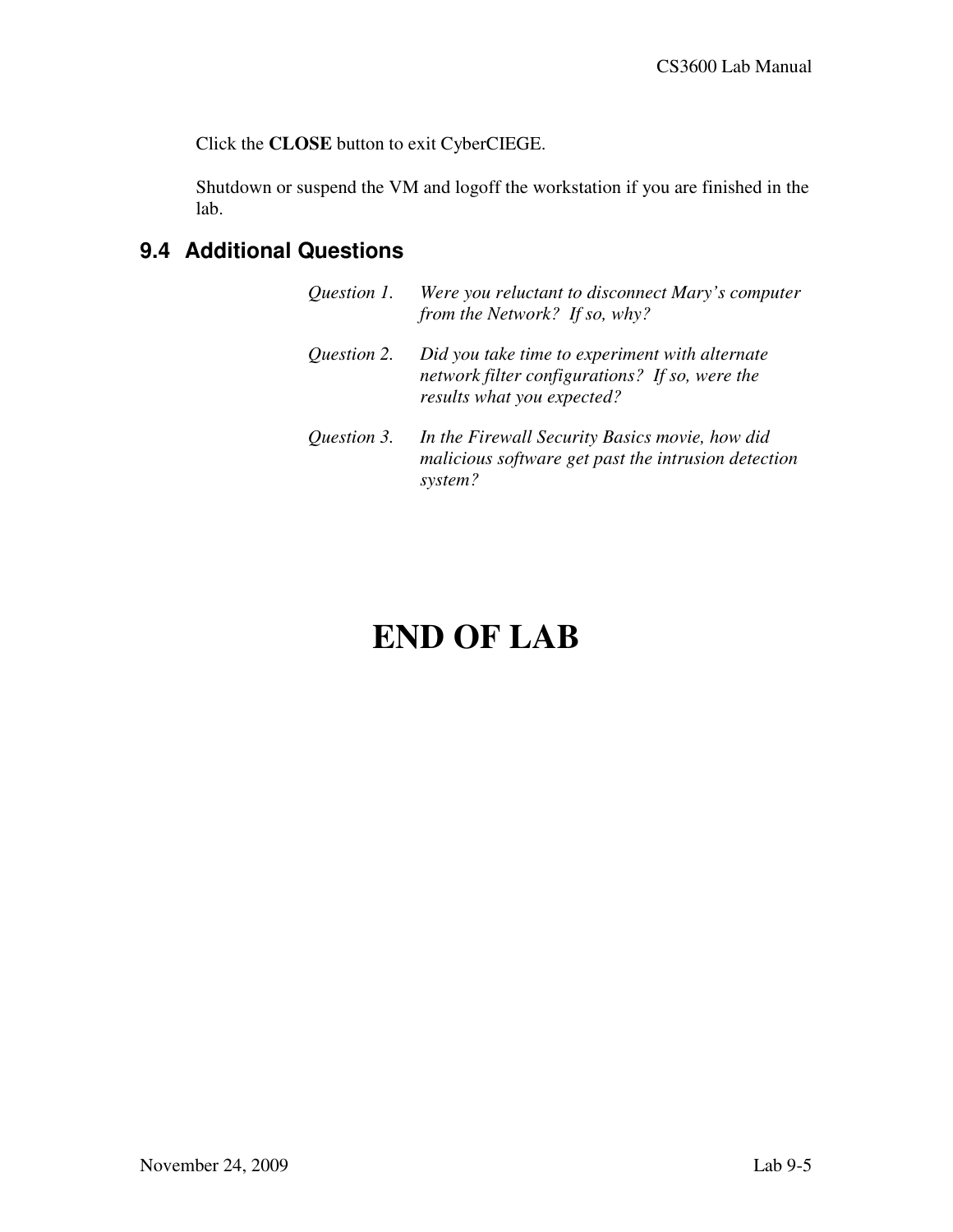Click the **CLOSE** button to exit CyberCIEGE.

Shutdown or suspend the VM and logoff the workstation if you are finished in the lab.

## 9.4 Additional Questions

*Question 1.* *Were you reluctant to disconnect Mary's computer from the Network? If so, why?*

*Question 2.* *Did you take time to experiment with alternate network filter configurations? If so, were the results what you expected?*

*Question 3.* *In the Firewall Security Basics movie, how did malicious software get past the intrusion detection system?*

# END OF LAB